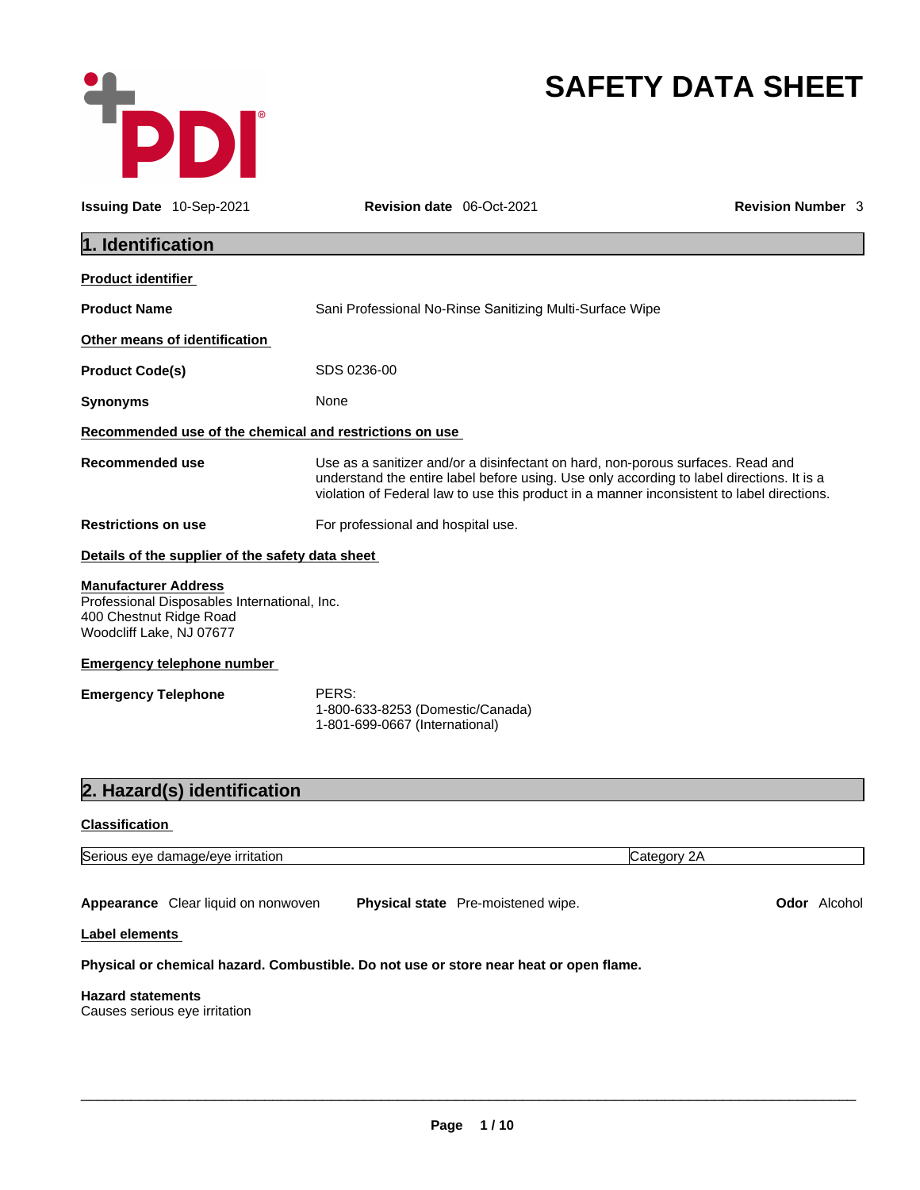PDI®

# SAFETY DATA SHEET

**Issuing Date** 10-Sep-2021 **Revision date** 06-Oct-2021 **Revision Number** 3

## 1. Identification

**Product identifier**

**Product Name** Sani Professional No-Rinse Sanitizing Multi-Surface Wipe

**Other means of identification**

**Product Code(s)** SDS 0236-00

**Synonyms** None

**Recommended use of the chemical and restrictions on use**

**Recommended use** Use as a sanitizer and/or a disinfectant on hard, non-porous surfaces. Read and understand the entire label before using. Use only according to label directions. It is a violation of Federal law to use this product in a manner inconsistent to label directions.

**Restrictions on use** For professional and hospital use.

**Details of the supplier of the safety data sheet**

**Manufacturer Address**
Professional Disposables International, Inc.
400 Chestnut Ridge Road
Woodcliff Lake, NJ 07677

**Emergency telephone number**

**Emergency Telephone** PERS:
1-800-633-8253 (Domestic/Canada)
1-801-699-0667 (International)

## 2. Hazard(s) identification

**Classification**

| Serious eye damage/eye irritation | Category 2A |
|---|---|

**Appearance** Clear liquid on nonwoven **Physical state** Pre-moistened wipe. **Odor** Alcohol

**Label elements**

**Physical or chemical hazard. Combustible. Do not use or store near heat or open flame.**

**Hazard statements**
Causes serious eye irritation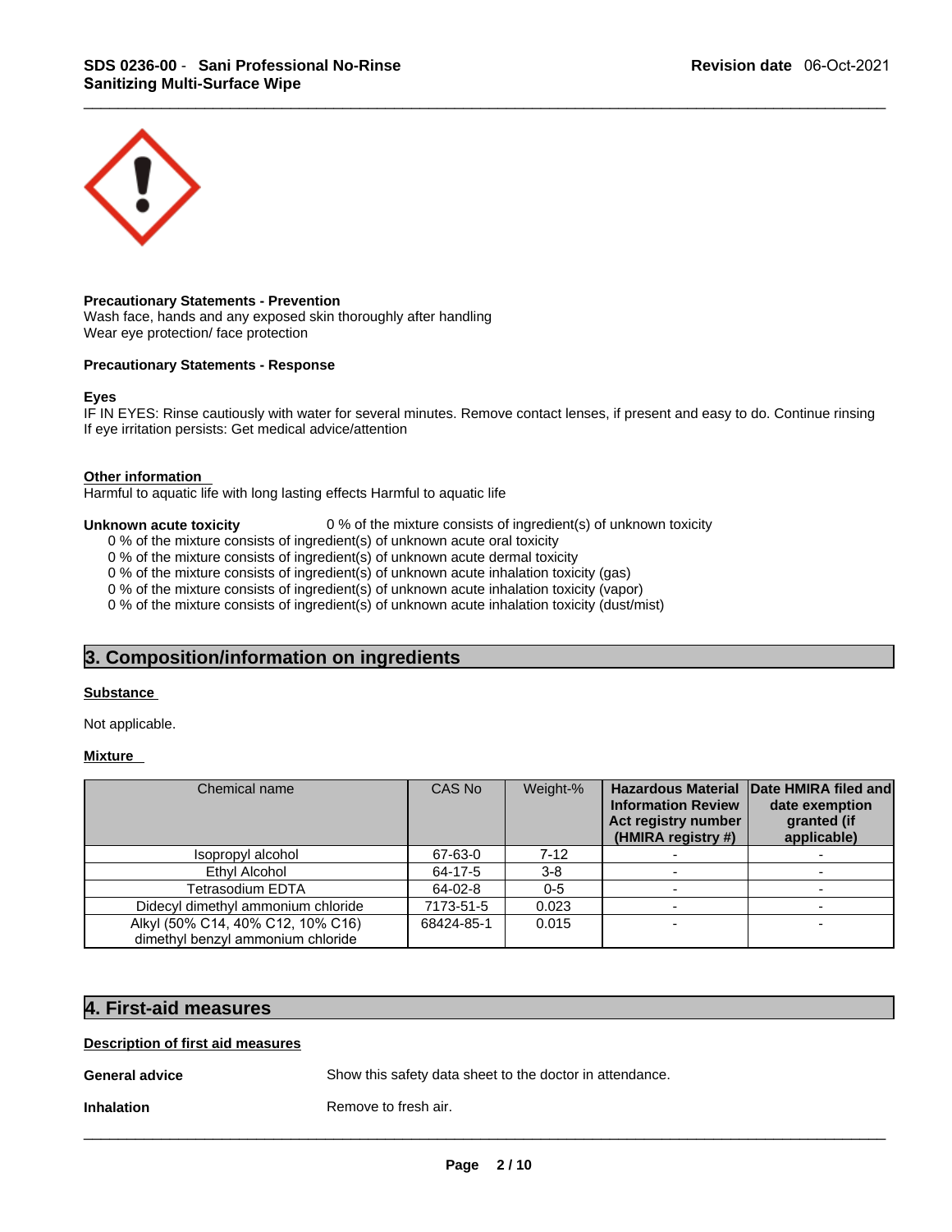**Precautionary Statements - Prevention**
Wash face, hands and any exposed skin thoroughly after handling
Wear eye protection/ face protection

**Precautionary Statements - Response**

**Eyes**
IF IN EYES: Rinse cautiously with water for several minutes. Remove contact lenses, if present and easy to do. Continue rinsing
If eye irritation persists: Get medical advice/attention

**Other information**
Harmful to aquatic life with long lasting effects Harmful to aquatic life

**Unknown acute toxicity** 0 % of the mixture consists of ingredient(s) of unknown toxicity
0 % of the mixture consists of ingredient(s) of unknown acute oral toxicity
0 % of the mixture consists of ingredient(s) of unknown acute dermal toxicity
0 % of the mixture consists of ingredient(s) of unknown acute inhalation toxicity (gas)
0 % of the mixture consists of ingredient(s) of unknown acute inhalation toxicity (vapor)
0 % of the mixture consists of ingredient(s) of unknown acute inhalation toxicity (dust/mist)

## 3. Composition/information on ingredients

**Substance**

Not applicable.

**Mixture**

| Chemical name | CAS No | Weight-% | Hazardous Material Information Review Act registry number (HMIRA registry #) | Date HMIRA filed and date exemption granted (if applicable) |
|---|---|---|---|---|
| Isopropyl alcohol | 67-63-0 | 7-12 | - | - |
| Ethyl Alcohol | 64-17-5 | 3-8 | - | - |
| Tetrasodium EDTA | 64-02-8 | 0-5 | - | - |
| Didecyl dimethyl ammonium chloride | 7173-51-5 | 0.023 | - | - |
| Alkyl (50% C14, 40% C12, 10% C16) dimethyl benzyl ammonium chloride | 68424-85-1 | 0.015 | - | - |

## 4. First-aid measures

**Description of first aid measures**

**General advice** Show this safety data sheet to the doctor in attendance.

**Inhalation** Remove to fresh air.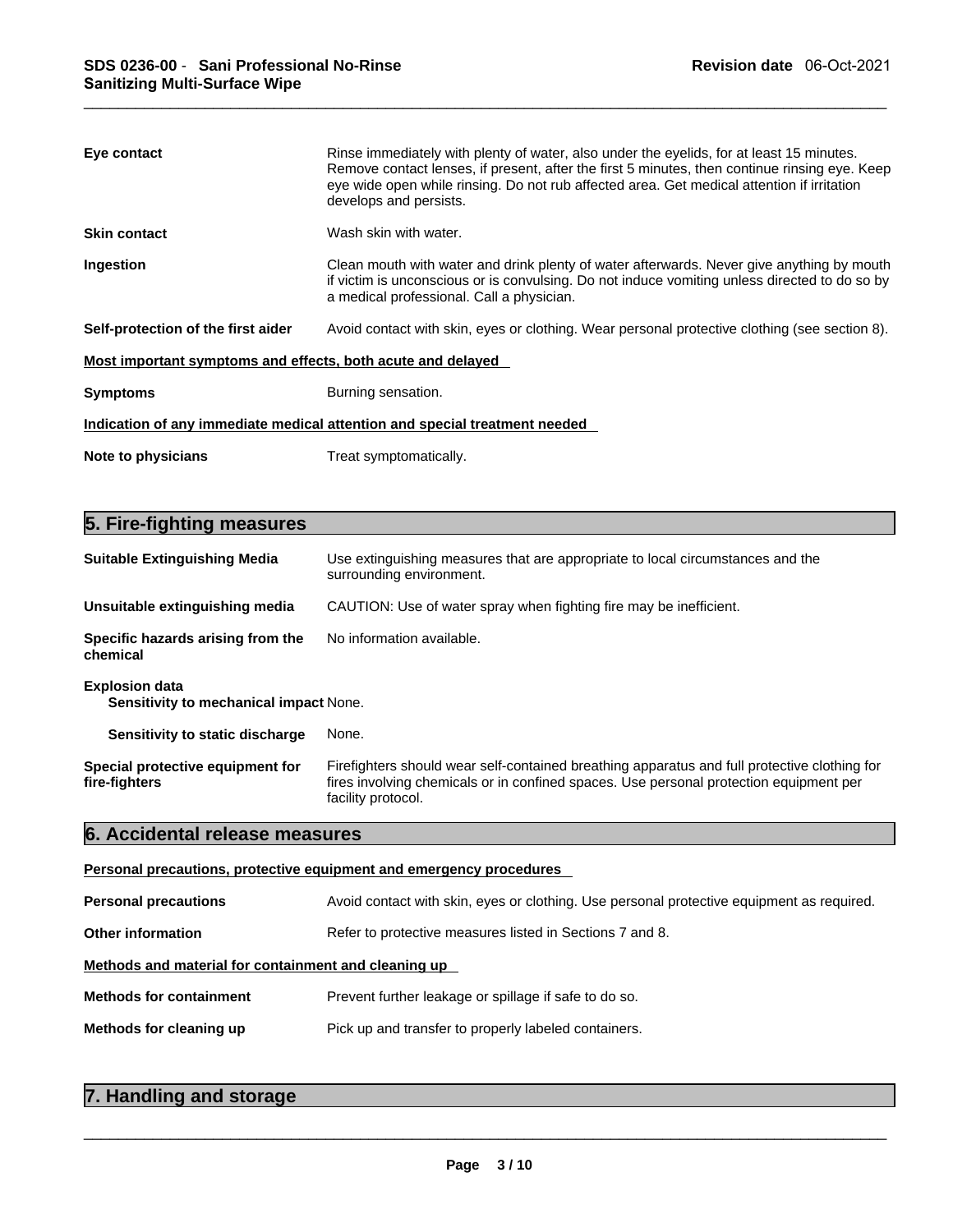**Eye contact** Rinse immediately with plenty of water, also under the eyelids, for at least 15 minutes. Remove contact lenses, if present, after the first 5 minutes, then continue rinsing eye. Keep eye wide open while rinsing. Do not rub affected area. Get medical attention if irritation develops and persists.

**Skin contact** Wash skin with water.

**Ingestion** Clean mouth with water and drink plenty of water afterwards. Never give anything by mouth if victim is unconscious or is convulsing. Do not induce vomiting unless directed to do so by a medical professional. Call a physician.

**Self-protection of the first aider** Avoid contact with skin, eyes or clothing. Wear personal protective clothing (see section 8).

**Most important symptoms and effects, both acute and delayed**

**Symptoms** Burning sensation.

**Indication of any immediate medical attention and special treatment needed**

**Note to physicians** Treat symptomatically.

## 5. Fire-fighting measures

**Suitable Extinguishing Media** Use extinguishing measures that are appropriate to local circumstances and the surrounding environment.

**Unsuitable extinguishing media** CAUTION: Use of water spray when fighting fire may be inefficient.

**Specific hazards arising from the chemical** No information available.

**Explosion data**

**Sensitivity to mechanical impact** None.

**Sensitivity to static discharge** None.

**Special protective equipment for fire-fighters** Firefighters should wear self-contained breathing apparatus and full protective clothing for fires involving chemicals or in confined spaces. Use personal protection equipment per facility protocol.

## 6. Accidental release measures

**Personal precautions, protective equipment and emergency procedures**

**Personal precautions** Avoid contact with skin, eyes or clothing. Use personal protective equipment as required.

**Other information** Refer to protective measures listed in Sections 7 and 8.

**Methods and material for containment and cleaning up**

**Methods for containment** Prevent further leakage or spillage if safe to do so.

**Methods for cleaning up** Pick up and transfer to properly labeled containers.

## 7. Handling and storage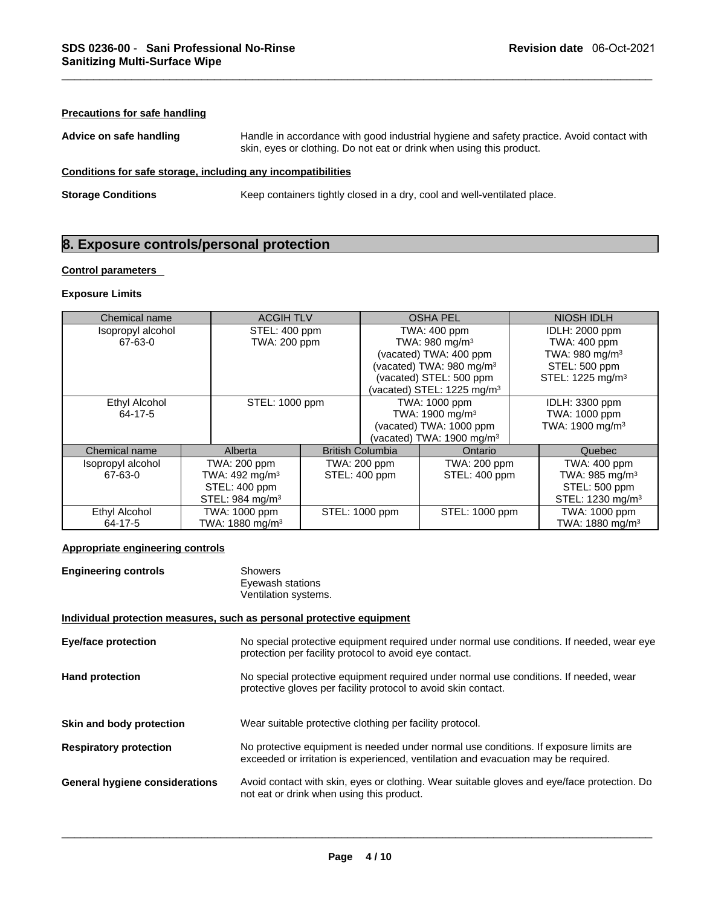**Precautions for safe handling**

**Advice on safe handling** Handle in accordance with good industrial hygiene and safety practice. Avoid contact with skin, eyes or clothing. Do not eat or drink when using this product.

**Conditions for safe storage, including any incompatibilities**

**Storage Conditions** Keep containers tightly closed in a dry, cool and well-ventilated place.

## 8. Exposure controls/personal protection

**Control parameters**

**Exposure Limits**

| Chemical name | ACGIH TLV | OSHA PEL | NIOSH IDLH |
|---|---|---|---|
| Isopropyl alcohol<br>67-63-0 | STEL: 400 ppm<br>TWA: 200 ppm | TWA: 400 ppm<br>TWA: 980 mg/m³<br>(vacated) TWA: 400 ppm<br>(vacated) TWA: 980 mg/m³<br>(vacated) STEL: 500 ppm<br>(vacated) STEL: 1225 mg/m³ | IDLH: 2000 ppm<br>TWA: 400 ppm<br>TWA: 980 mg/m³<br>STEL: 500 ppm<br>STEL: 1225 mg/m³ |
| Ethyl Alcohol<br>64-17-5 | STEL: 1000 ppm | TWA: 1000 ppm<br>TWA: 1900 mg/m³<br>(vacated) TWA: 1000 ppm<br>(vacated) TWA: 1900 mg/m³ | IDLH: 3300 ppm<br>TWA: 1000 ppm<br>TWA: 1900 mg/m³ |

| Chemical name | Alberta | British Columbia | Ontario | Quebec |
|---|---|---|---|---|
| Isopropyl alcohol<br>67-63-0 | TWA: 200 ppm<br>TWA: 492 mg/m³<br>STEL: 400 ppm<br>STEL: 984 mg/m³ | TWA: 200 ppm<br>STEL: 400 ppm | TWA: 200 ppm<br>STEL: 400 ppm | TWA: 400 ppm<br>TWA: 985 mg/m³<br>STEL: 500 ppm<br>STEL: 1230 mg/m³ |
| Ethyl Alcohol<br>64-17-5 | TWA: 1000 ppm<br>TWA: 1880 mg/m³ | STEL: 1000 ppm | STEL: 1000 ppm | TWA: 1000 ppm<br>TWA: 1880 mg/m³ |

**Appropriate engineering controls**

**Engineering controls** Showers
Eyewash stations
Ventilation systems.

**Individual protection measures, such as personal protective equipment**

**Eye/face protection** No special protective equipment required under normal use conditions. If needed, wear eye protection per facility protocol to avoid eye contact.

**Hand protection** No special protective equipment required under normal use conditions. If needed, wear protective gloves per facility protocol to avoid skin contact.

**Skin and body protection** Wear suitable protective clothing per facility protocol.

**Respiratory protection** No protective equipment is needed under normal use conditions. If exposure limits are exceeded or irritation is experienced, ventilation and evacuation may be required.

**General hygiene considerations** Avoid contact with skin, eyes or clothing. Wear suitable gloves and eye/face protection. Do not eat or drink when using this product.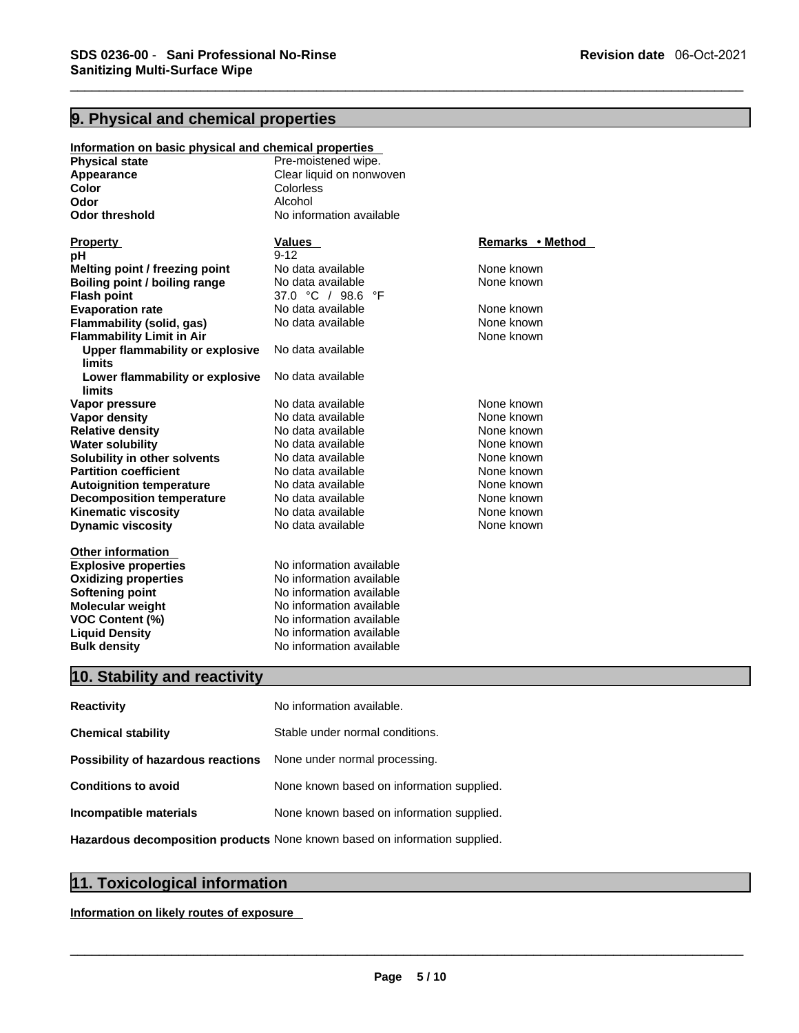## 9. Physical and chemical properties

**Information on basic physical and chemical properties**

| | |
|---|---|
| **Physical state** | Pre-moistened wipe. |
| **Appearance** | Clear liquid on nonwoven |
| **Color** | Colorless |
| **Odor** | Alcohol |
| **Odor threshold** | No information available |

| Property | Values | Remarks • Method |
|---|---|---|
| **pH** | 9-12 | |
| **Melting point / freezing point** | No data available | None known |
| **Boiling point / boiling range** | No data available | None known |
| **Flash point** | 37.0 °C / 98.6 °F | |
| **Evaporation rate** | No data available | None known |
| **Flammability (solid, gas)** | No data available | None known |
| **Flammability Limit in Air** | | None known |
| **Upper flammability or explosive limits** | No data available | |
| **Lower flammability or explosive limits** | No data available | |
| **Vapor pressure** | No data available | None known |
| **Vapor density** | No data available | None known |
| **Relative density** | No data available | None known |
| **Water solubility** | No data available | None known |
| **Solubility in other solvents** | No data available | None known |
| **Partition coefficient** | No data available | None known |
| **Autoignition temperature** | No data available | None known |
| **Decomposition temperature** | No data available | None known |
| **Kinematic viscosity** | No data available | None known |
| **Dynamic viscosity** | No data available | None known |

**Other information**

| | |
|---|---|
| **Explosive properties** | No information available |
| **Oxidizing properties** | No information available |
| **Softening point** | No information available |
| **Molecular weight** | No information available |
| **VOC Content (%)** | No information available |
| **Liquid Density** | No information available |
| **Bulk density** | No information available |

## 10. Stability and reactivity

| | |
|---|---|
| **Reactivity** | No information available. |
| **Chemical stability** | Stable under normal conditions. |
| **Possibility of hazardous reactions** | None under normal processing. |
| **Conditions to avoid** | None known based on information supplied. |
| **Incompatible materials** | None known based on information supplied. |
| **Hazardous decomposition products** | None known based on information supplied. |

## 11. Toxicological information

**Information on likely routes of exposure**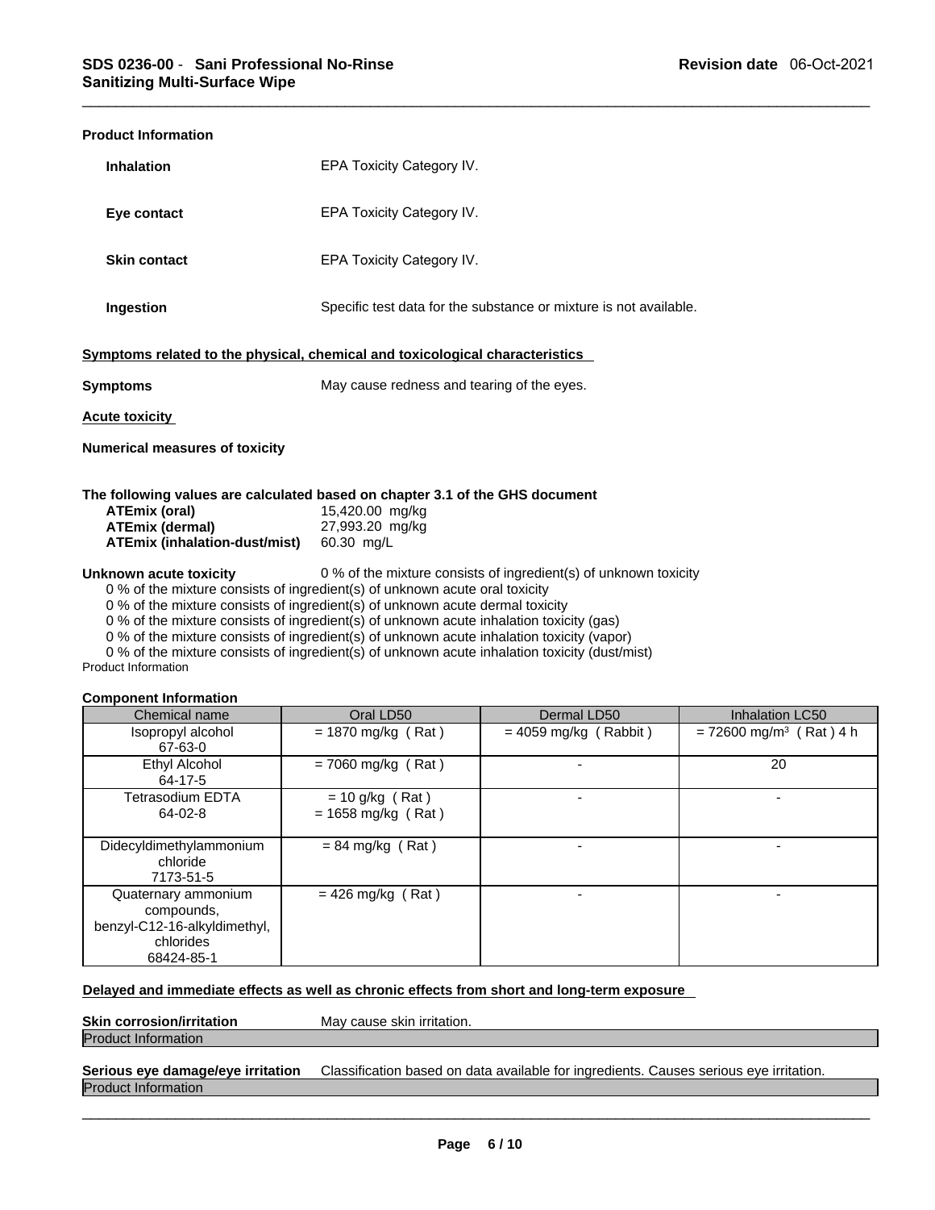**Product Information**

| | |
|---|---|
| **Inhalation** | EPA Toxicity Category IV. |
| **Eye contact** | EPA Toxicity Category IV. |
| **Skin contact** | EPA Toxicity Category IV. |
| **Ingestion** | Specific test data for the substance or mixture is not available. |

**Symptoms related to the physical, chemical and toxicological characteristics**

**Symptoms** May cause redness and tearing of the eyes.

**Acute toxicity**

**Numerical measures of toxicity**

**The following values are calculated based on chapter 3.1 of the GHS document**

| | |
|---|---|
| **ATEmix (oral)** | 15,420.00 mg/kg |
| **ATEmix (dermal)** | 27,993.20 mg/kg |
| **ATEmix (inhalation-dust/mist)** | 60.30 mg/L |

**Unknown acute toxicity** 0 % of the mixture consists of ingredient(s) of unknown toxicity

0 % of the mixture consists of ingredient(s) of unknown acute oral toxicity
0 % of the mixture consists of ingredient(s) of unknown acute dermal toxicity
0 % of the mixture consists of ingredient(s) of unknown acute inhalation toxicity (gas)
0 % of the mixture consists of ingredient(s) of unknown acute inhalation toxicity (vapor)
0 % of the mixture consists of ingredient(s) of unknown acute inhalation toxicity (dust/mist)

Product Information

**Component Information**

| Chemical name | Oral LD50 | Dermal LD50 | Inhalation LC50 |
|---|---|---|---|
| Isopropyl alcohol 67-63-0 | = 1870 mg/kg ( Rat ) | = 4059 mg/kg ( Rabbit ) | = 72600 mg/m³ ( Rat ) 4 h |
| Ethyl Alcohol 64-17-5 | = 7060 mg/kg ( Rat ) | - | 20 |
| Tetrasodium EDTA 64-02-8 | = 10 g/kg ( Rat ) = 1658 mg/kg ( Rat ) | - | - |
| Didecyldimethylammonium chloride 7173-51-5 | = 84 mg/kg ( Rat ) | - | - |
| Quaternary ammonium compounds, benzyl-C12-16-alkyldimethyl, chlorides 68424-85-1 | = 426 mg/kg ( Rat ) | - | - |

**Delayed and immediate effects as well as chronic effects from short and long-term exposure**

**Skin corrosion/irritation** May cause skin irritation.

Product Information

**Serious eye damage/eye irritation** Classification based on data available for ingredients. Causes serious eye irritation.

Product Information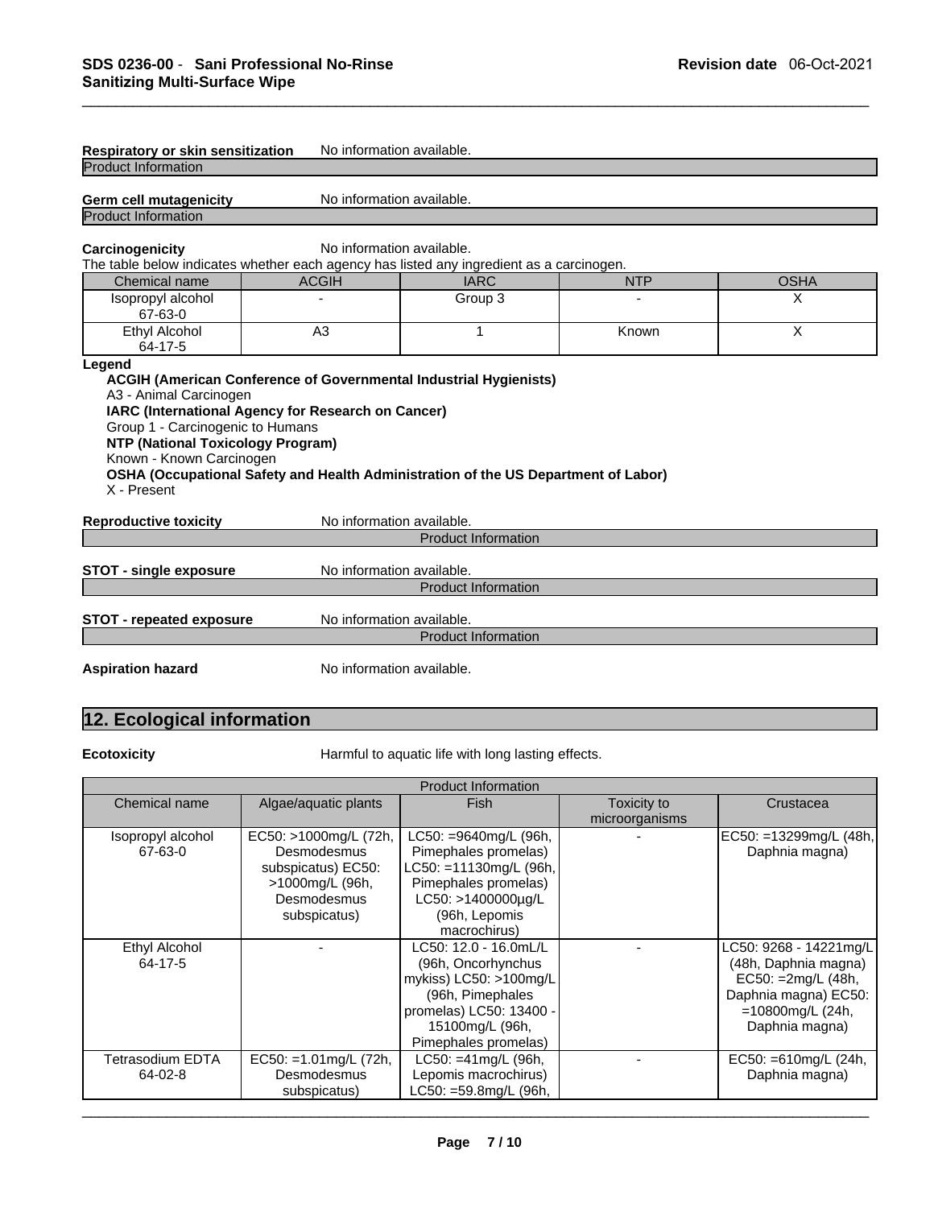**Respiratory or skin sensitization** No information available.

Product Information

**Germ cell mutagenicity** No information available.

Product Information

**Carcinogenicity** No information available.

The table below indicates whether each agency has listed any ingredient as a carcinogen.

| Chemical name | ACGIH | IARC | NTP | OSHA |
|---|---|---|---|---|
| Isopropyl alcohol 67-63-0 | - | Group 3 | - | X |
| Ethyl Alcohol 64-17-5 | A3 | 1 | Known | X |

**Legend**

**ACGIH (American Conference of Governmental Industrial Hygienists)**
A3 - Animal Carcinogen
**IARC (International Agency for Research on Cancer)**
Group 1 - Carcinogenic to Humans
**NTP (National Toxicology Program)**
Known - Known Carcinogen
**OSHA (Occupational Safety and Health Administration of the US Department of Labor)**
X - Present

**Reproductive toxicity** No information available.

Product Information

**STOT - single exposure** No information available.

Product Information

**STOT - repeated exposure** No information available.

Product Information

**Aspiration hazard** No information available.

## 12. Ecological information

**Ecotoxicity** Harmful to aquatic life with long lasting effects.

| Product Information | | | | |
|---|---|---|---|---|
| Chemical name | Algae/aquatic plants | Fish | Toxicity to microorganisms | Crustacea |
| Isopropyl alcohol 67-63-0 | EC50: >1000mg/L (72h, Desmodesmus subspicatus) EC50: >1000mg/L (96h, Desmodesmus subspicatus) | LC50: =9640mg/L (96h, Pimephales promelas) LC50: =11130mg/L (96h, Pimephales promelas) LC50: >1400000µg/L (96h, Lepomis macrochirus) | - | EC50: =13299mg/L (48h, Daphnia magna) |
| Ethyl Alcohol 64-17-5 | - | LC50: 12.0 - 16.0mL/L (96h, Oncorhynchus mykiss) LC50: >100mg/L (96h, Pimephales promelas) LC50: 13400 - 15100mg/L (96h, Pimephales promelas) | - | LC50: 9268 - 14221mg/L (48h, Daphnia magna) EC50: =2mg/L (48h, Daphnia magna) EC50: =10800mg/L (24h, Daphnia magna) |
| Tetrasodium EDTA 64-02-8 | EC50: =1.01mg/L (72h, Desmodesmus subspicatus) | LC50: =41mg/L (96h, Lepomis macrochirus) LC50: =59.8mg/L (96h, | - | EC50: =610mg/L (24h, Daphnia magna) |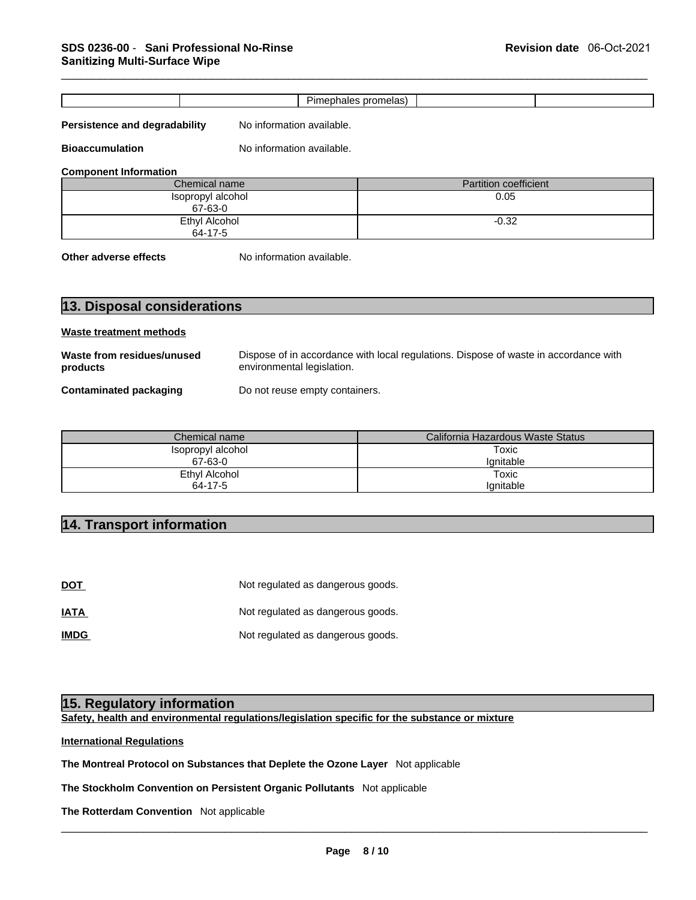| | | Pimephales promelas) | | |
|---|---|---|---|---|

**Persistence and degradability** No information available.

**Bioaccumulation** No information available.

**Component Information**

| Chemical name | Partition coefficient |
|---|---|
| Isopropyl alcohol<br>67-63-0 | 0.05 |
| Ethyl Alcohol<br>64-17-5 | -0.32 |

**Other adverse effects** No information available.

## 13. Disposal considerations

**Waste treatment methods**

**Waste from residues/unused products** Dispose of in accordance with local regulations. Dispose of waste in accordance with environmental legislation.

**Contaminated packaging** Do not reuse empty containers.

| Chemical name | California Hazardous Waste Status |
|---|---|
| Isopropyl alcohol<br>67-63-0 | Toxic<br>Ignitable |
| Ethyl Alcohol<br>64-17-5 | Toxic<br>Ignitable |

## 14. Transport information

**DOT** Not regulated as dangerous goods.

**IATA** Not regulated as dangerous goods.

**IMDG** Not regulated as dangerous goods.

## 15. Regulatory information

**Safety, health and environmental regulations/legislation specific for the substance or mixture**

**International Regulations**

**The Montreal Protocol on Substances that Deplete the Ozone Layer** Not applicable

**The Stockholm Convention on Persistent Organic Pollutants** Not applicable

**The Rotterdam Convention** Not applicable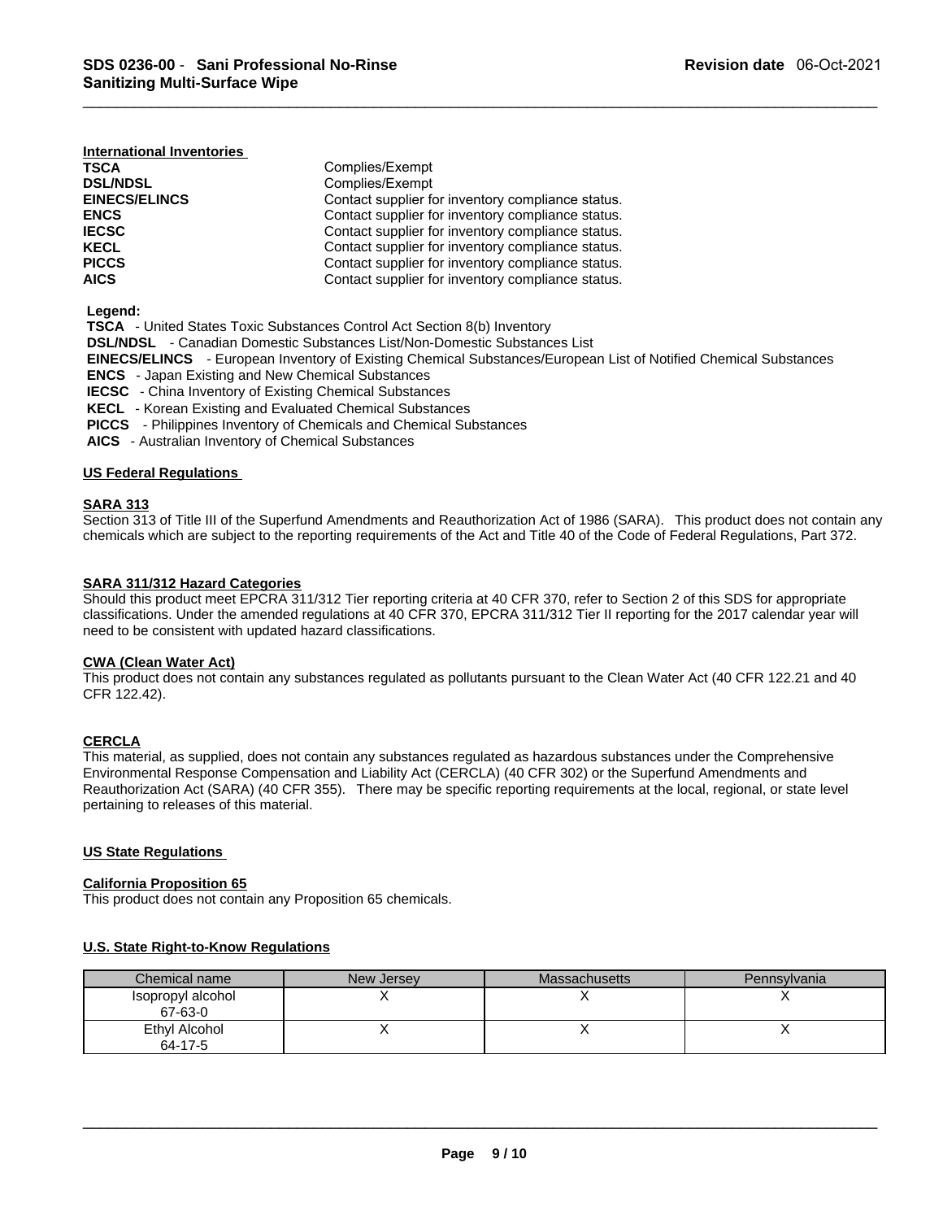#### International Inventories

| | |
|---|---|
| **TSCA** | Complies/Exempt |
| **DSL/NDSL** | Complies/Exempt |
| **EINECS/ELINCS** | Contact supplier for inventory compliance status. |
| **ENCS** | Contact supplier for inventory compliance status. |
| **IECSC** | Contact supplier for inventory compliance status. |
| **KECL** | Contact supplier for inventory compliance status. |
| **PICCS** | Contact supplier for inventory compliance status. |
| **AICS** | Contact supplier for inventory compliance status. |

**Legend:**

**TSCA** - United States Toxic Substances Control Act Section 8(b) Inventory
**DSL/NDSL** - Canadian Domestic Substances List/Non-Domestic Substances List
**EINECS/ELINCS** - European Inventory of Existing Chemical Substances/European List of Notified Chemical Substances
**ENCS** - Japan Existing and New Chemical Substances
**IECSC** - China Inventory of Existing Chemical Substances
**KECL** - Korean Existing and Evaluated Chemical Substances
**PICCS** - Philippines Inventory of Chemicals and Chemical Substances
**AICS** - Australian Inventory of Chemical Substances

#### US Federal Regulations

**SARA 313**

Section 313 of Title III of the Superfund Amendments and Reauthorization Act of 1986 (SARA). This product does not contain any chemicals which are subject to the reporting requirements of the Act and Title 40 of the Code of Federal Regulations, Part 372.

**SARA 311/312 Hazard Categories**

Should this product meet EPCRA 311/312 Tier reporting criteria at 40 CFR 370, refer to Section 2 of this SDS for appropriate classifications. Under the amended regulations at 40 CFR 370, EPCRA 311/312 Tier II reporting for the 2017 calendar year will need to be consistent with updated hazard classifications.

**CWA (Clean Water Act)**

This product does not contain any substances regulated as pollutants pursuant to the Clean Water Act (40 CFR 122.21 and 40 CFR 122.42).

**CERCLA**

This material, as supplied, does not contain any substances regulated as hazardous substances under the Comprehensive Environmental Response Compensation and Liability Act (CERCLA) (40 CFR 302) or the Superfund Amendments and Reauthorization Act (SARA) (40 CFR 355). There may be specific reporting requirements at the local, regional, or state level pertaining to releases of this material.

#### US State Regulations

**California Proposition 65**

This product does not contain any Proposition 65 chemicals.

**U.S. State Right-to-Know Regulations**

| Chemical name | New Jersey | Massachusetts | Pennsylvania |
|---|---|---|---|
| Isopropyl alcohol 67-63-0 | X | X | X |
| Ethyl Alcohol 64-17-5 | X | X | X |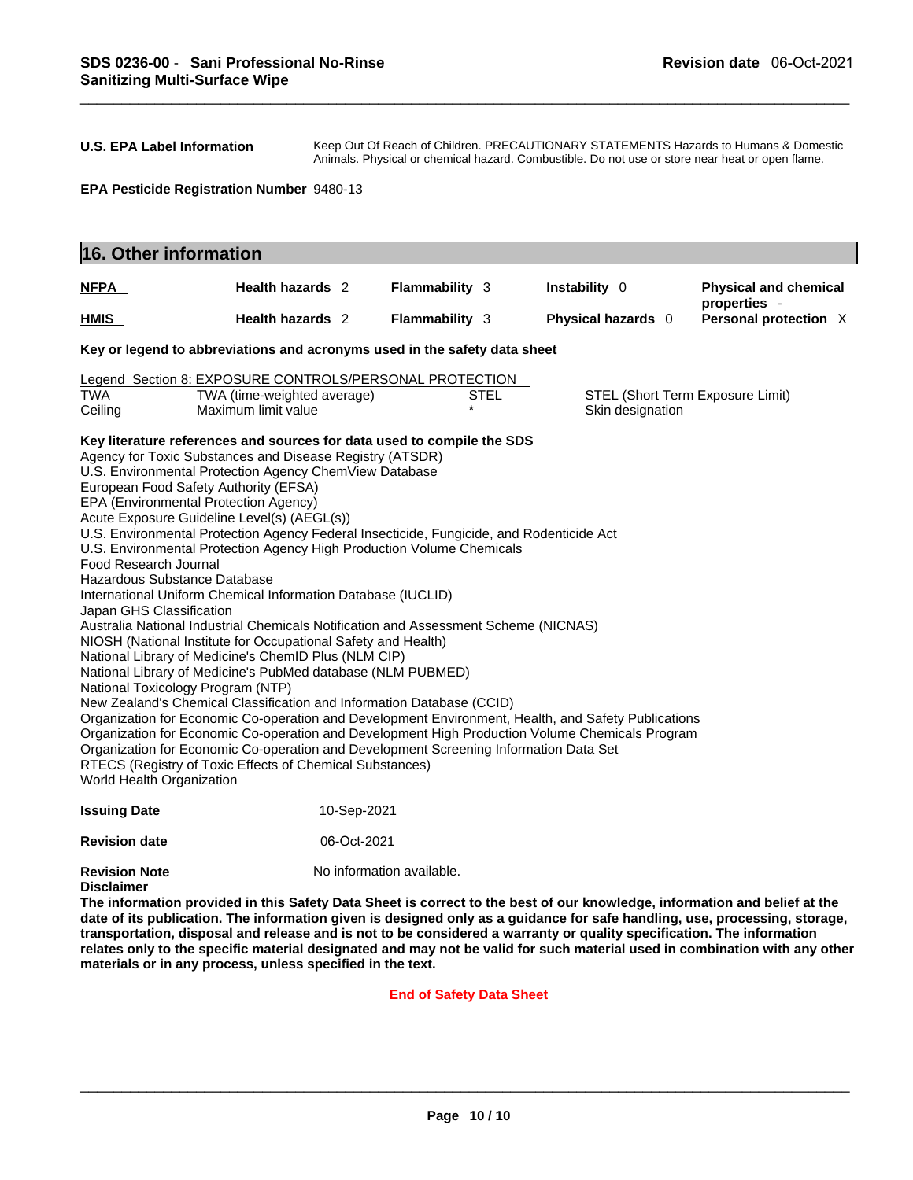**U.S. EPA Label Information** Keep Out Of Reach of Children. PRECAUTIONARY STATEMENTS Hazards to Humans & Domestic Animals. Physical or chemical hazard. Combustible. Do not use or store near heat or open flame.

**EPA Pesticide Registration Number** 9480-13

## 16. Other information

| | | | | |
|---|---|---|---|---|
| **NFPA** | **Health hazards** 2 | **Flammability** 3 | **Instability** 0 | **Physical and chemical properties** - |
| **HMIS** | **Health hazards** 2 | **Flammability** 3 | **Physical hazards** 0 | **Personal protection** X |

**Key or legend to abbreviations and acronyms used in the safety data sheet**

Legend Section 8: EXPOSURE CONTROLS/PERSONAL PROTECTION

| | | | |
|---|---|---|---|
| TWA | TWA (time-weighted average) | STEL | STEL (Short Term Exposure Limit) |
| Ceiling | Maximum limit value | * | Skin designation |

**Key literature references and sources for data used to compile the SDS**

Agency for Toxic Substances and Disease Registry (ATSDR)
U.S. Environmental Protection Agency ChemView Database
European Food Safety Authority (EFSA)
EPA (Environmental Protection Agency)
Acute Exposure Guideline Level(s) (AEGL(s))
U.S. Environmental Protection Agency Federal Insecticide, Fungicide, and Rodenticide Act
U.S. Environmental Protection Agency High Production Volume Chemicals
Food Research Journal
Hazardous Substance Database
International Uniform Chemical Information Database (IUCLID)
Japan GHS Classification
Australia National Industrial Chemicals Notification and Assessment Scheme (NICNAS)
NIOSH (National Institute for Occupational Safety and Health)
National Library of Medicine's ChemID Plus (NLM CIP)
National Library of Medicine's PubMed database (NLM PUBMED)
National Toxicology Program (NTP)
New Zealand's Chemical Classification and Information Database (CCID)
Organization for Economic Co-operation and Development Environment, Health, and Safety Publications
Organization for Economic Co-operation and Development High Production Volume Chemicals Program
Organization for Economic Co-operation and Development Screening Information Data Set
RTECS (Registry of Toxic Effects of Chemical Substances)
World Health Organization

**Issuing Date** 10-Sep-2021

**Revision date** 06-Oct-2021

**Revision Note** No information available.

**Disclaimer**

**The information provided in this Safety Data Sheet is correct to the best of our knowledge, information and belief at the date of its publication. The information given is designed only as a guidance for safe handling, use, processing, storage, transportation, disposal and release and is not to be considered a warranty or quality specification. The information relates only to the specific material designated and may not be valid for such material used in combination with any other materials or in any process, unless specified in the text.**

**End of Safety Data Sheet**